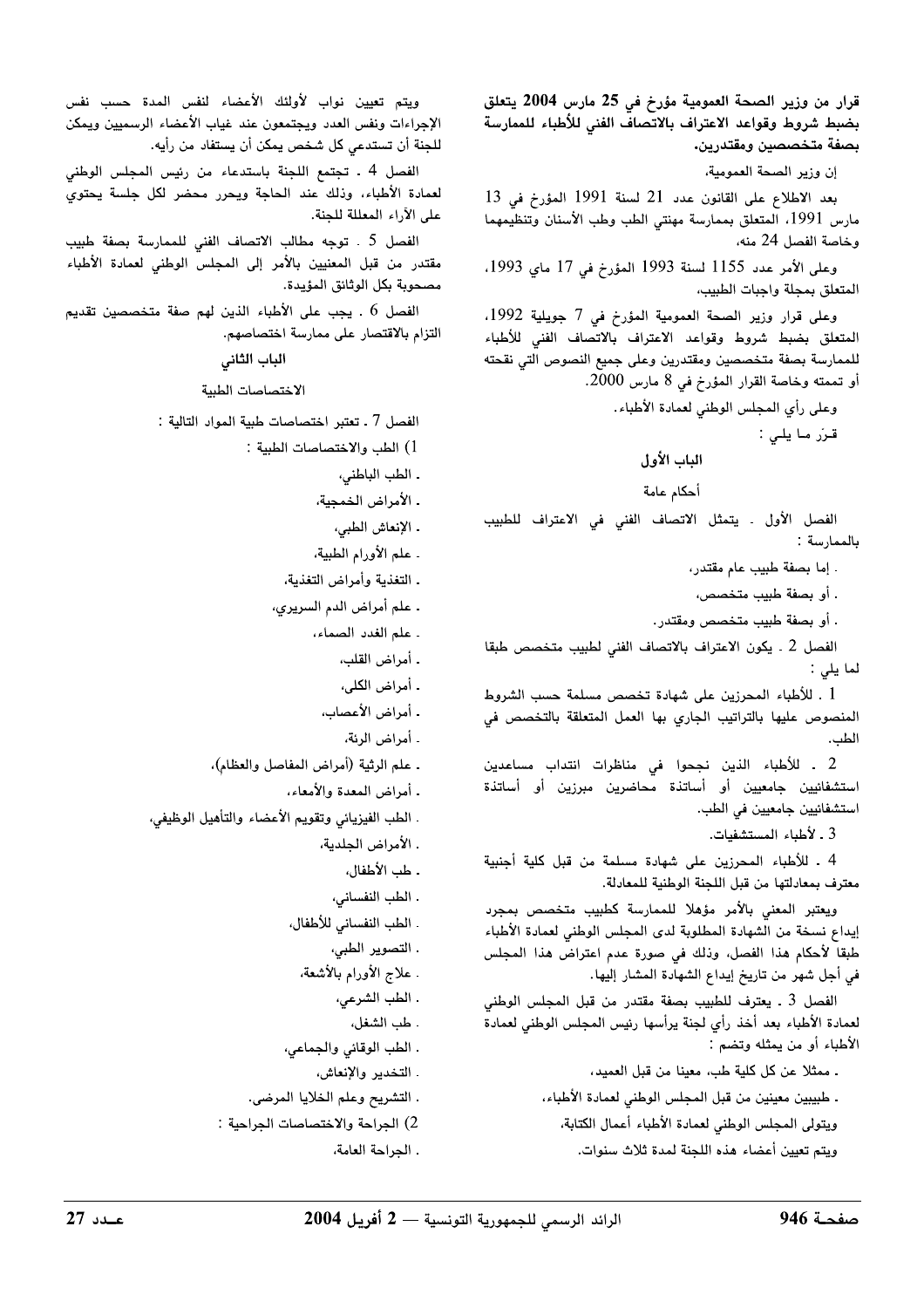**قرار من وزير الصحة العمومية مؤرخ في 25 مارس 2004 يتعلق بضبط شروط وقواعد الاعتراف بالاتصاف الفني للأطباء للممارسة بصفة متخصصين ومقتدرين.**

إن وزير الصحة العمومية،

بعد الاطلاع على القانون عدد 21 لسنة 1991 المؤرخ في 13 مارس 1991، المتعلق بممارسة مهنتي الطب وطب الأسنان وتنظيمهما وخاصة الفصل 24 منه،

وعلى الأمر عدد 1155 لسنة 1993 المؤرخ في 17 ماي 1993، المتعلق بمجلة واجبات الطبيب،

وعلى قرار وزير الصحة العمومية المؤرخ في 7 جويلية 1992، المتعلق بضبط شروط وقواعد الاعتراف بالاتصاف الفني للأطباء للممارسة بصفة متخصصين ومقتدرين وعلى جميع النصوص التي نقحته أو تممته وخاصة القرار المؤرخ في 8 مارس 2000.

وعلى رأي المجلس الوطني لعمادة الأطباء.

قرّر ما يلي :

## الباب الأول

### أحكام عامة

الفصل الأول ـ يتمثل الاتصاف الفني في الاعتراف للطبيب بالممارسة :

- إما بصفة طبيب عام مقتدر،
- أو بصفة طبيب متخصص،
- أو بصفة طبيب متخصص ومقتدر.

الفصل 2 ـ يكون الاعتراف بالاتصاف الفني لطبيب متخصص طبقا لما يلي :

1 ـ للأطباء المحرزين على شهادة تخصص مسلمة حسب الشروط المنصوص عليها بالتراتيب الجاري بها العمل المتعلقة بالتخصص في الطب.

2 ـ للأطباء الذين نجحوا في مناظرات انتداب مساعدين استشفائيين جامعيين أو أساتذة محاضرين مبرزين أو أساتذة استشفائيين جامعيين في الطب.

3 ـ لأطباء المستشفيات.

4 ـ للأطباء المحرزين على شهادة مسلمة من قبل كلية أجنبية معترف بمعادلتها من قبل اللجنة الوطنية للمعادلة.

ويعتبر المعني بالأمر مؤهلا للممارسة كطبيب متخصص بمجرد إيداع نسخة من الشهادة المطلوبة لدى المجلس الوطني لعمادة الأطباء طبقا لأحكام هذا الفصل، وذلك في صورة عدم اعتراض هذا المجلس في أجل شهر من تاريخ إيداع الشهادة المشار إليها.

الفصل 3 ـ يعترف للطبيب بصفة مقتدر من قبل المجلس الوطني لعمادة الأطباء بعد أخذ رأي لجنة يرأسها رئيس المجلس الوطني لعمادة الأطباء أو من يمثله وتضم :

- ممثلا عن كل كلية طب، معينا من قبل العميد،
- طبيبين معينين من قبل المجلس الوطني لعمادة الأطباء،

ويتولى المجلس الوطني لعمادة الأطباء أعمال الكتابة،

ويتم تعيين أعضاء هذه اللجنة لمدة ثلاث سنوات.

ويتم تعيين نواب لأولئك الأعضاء لنفس المدة حسب نفس الإجراءات ونفس العدد ويجتمعون عند غياب الأعضاء الرسميين ويمكن للجنة أن تستدعي كل شخص يمكن أن يستفاد من رأيه.

الفصل 4 ـ تجتمع اللجنة باستدعاء من رئيس المجلس الوطني لعمادة الأطباء، وذلك عند الحاجة ويحرر محضر لكل جلسة يحتوي على الآراء المعللة للجنة.

الفصل 5 ـ توجه مطالب الاتصاف الفني للممارسة بصفة طبيب مقتدر من قبل المعنيين بالأمر إلى المجلس الوطني لعمادة الأطباء مصحوبة بكل الوثائق المؤيدة.

الفصل 6 ـ يجب على الأطباء الذين لهم صفة متخصصين تقديم التزام بالاقتصار على ممارسة اختصاصهم.

## الباب الثاني

### الاختصاصات الطبية

الفصل 7 ـ تعتبر اختصاصات طبية المواد التالية :

1) الطب والاختصاصات الطبية :

- الطب الباطني،
- الأمراض الخمجية،
- الإنعاش الطبي،
- علم الأورام الطبية،
- التغذية وأمراض التغذية،
- علم أمراض الدم السريري،
- علم الغدد الصماء،
- أمراض القلب،
- أمراض الكلى،
- أمراض الأعصاب،
- أمراض الرئة،
- علم الرثية (أمراض المفاصل والعظام)،
- أمراض المعدة والأمعاء،
- الطب الفيزيائي وتقويم الأعضاء والتأهيل الوظيفي،
- الأمراض الجلدية،
- طب الأطفال،
- الطب النفساني،
- الطب النفساني للأطفال،
- التصوير الطبي،
- علاج الأورام بالأشعة،
- الطب الشرعي،
- طب الشغل،
- الطب الوقائي والجماعي،
- التخدير والإنعاش،
- التشريح وعلم الخلايا المرضى.

2) الجراحة والاختصاصات الجراحية :

- الجراحة العامة،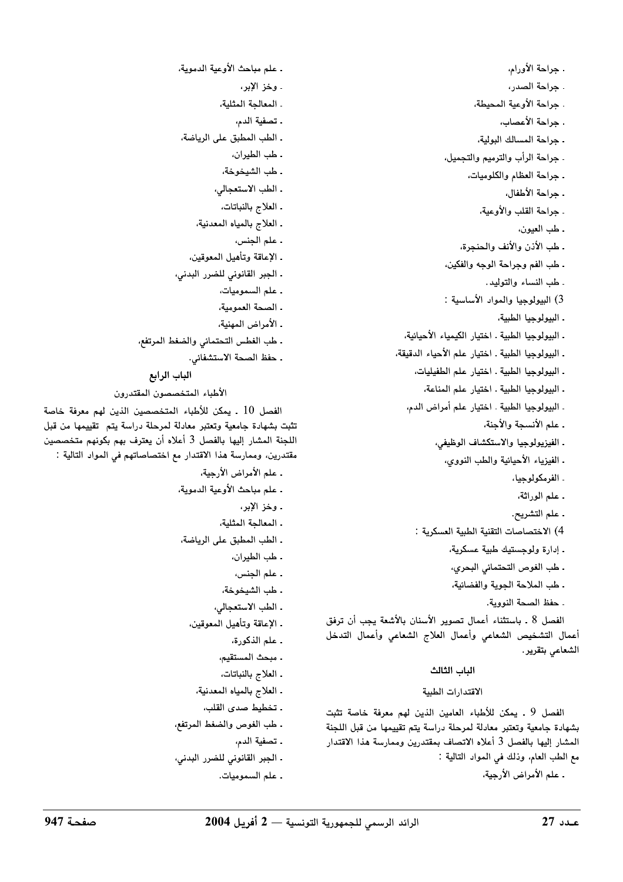- جراحة الأورام،
- جراحة الصدر،
- جراحة الأوعية المحيطة،
- جراحة الأعصاب،
- جراحة المسالك البولية،
- جراحة الرأب والترميم والتجميل،
- جراحة العظام والكلوميات،
- جراحة الأطفال،
- جراحة القلب والأوعية،
- طب العيون،
- طب الأذن والأنف والحنجرة،
- طب الفم وجراحة الوجه والفكين،
- طب النساء والتوليد.

3) البيولوجيا والمواد الأساسية :

- البيولوجيا الطبية،
- البيولوجيا الطبية - اختيار الكيمياء الأحيائية،
- البيولوجيا الطبية - اختيار علم الأحياء الدقيقة،
- البيولوجيا الطبية - اختيار علم الطفيليات،
- البيولوجيا الطبية - اختيار علم المناعة،
- البيولوجيا الطبية - اختيار علم أمراض الدم،
- علم الأنسجة والأجنة،
- الفيزيولوجيا والاستكشاف الوظيفي،
- الفيزياء الأحيائية والطب النووي،
- الفرمكولوجيا،
- علم الوراثة،
- علم التشريح.

4) الاختصاصات التقنية الطبية العسكرية :

- إدارة ولوجستيك طبية عسكرية،
- طب الغوص التحتمائي البحري،
- طب الملاحة الجوية والفضائية،
- حفظ الصحة النووية.

الفصل 8 - باستثناء أعمال تصوير الأسنان بالأشعة يجب أن ترفق أعمال التشخيص الشعاعي وأعمال العلاج الشعاعي وأعمال التدخل الشعاعي بتقرير.

## الباب الثالث

### الاقتدارات الطبية

الفصل 9 - يمكن للأطباء العامين الذين لهم معرفة خاصة تثبت بشهادة جامعية وتعتبر معادلة لمرحلة دراسة يتم تقييمها من قبل اللجنة المشار إليها بالفصل 3 أعلاه الاتصاف بمقتدرين وممارسة هذا الاقتدار مع الطب العام، وذلك في المواد التالية :

- علم الأمراض الأرجية،
- علم مباحث الأوعية الدموية،
- وخز الإبر،
- المعالجة المثلية،
- تصفية الدم،
- الطب المطبق على الرياضة،
- طب الطيران،
- طب الشيخوخة،
- الطب الاستعجالي،
- العلاج بالنباتات،
- العلاج بالمياه المعدنية،
- علم الجنس،
- الإعاقة وتأهيل المعوقين،
- الجبر القانوني للضرر البدني،
- علم السموميات،
- الصحة العمومية،
- الأمراض المهنية،
- طب الغطس التحتمائي والضغط المرتفع،
- حفظ الصحة الاستشفائي.

## الباب الرابع

### الأطباء المتخصصون المقتدرون

الفصل 10 - يمكن للأطباء المتخصصين الذين لهم معرفة خاصة تثبت بشهادة جامعية وتعتبر معادلة لمرحلة دراسة يتم تقييمها من قبل اللجنة المشار إليها بالفصل 3 أعلاه أن يعترف بهم بكونهم متخصصين مقتدرين، وممارسة هذا الاقتدار مع اختصاصاتهم في المواد التالية :

- علم الأمراض الأرجية،
- علم مباحث الأوعية الدموية،
- وخز الإبر،
- المعالجة المثلية،
- الطب المطبق على الرياضة،
- طب الطيران،
- علم الجنس،
- طب الشيخوخة،
- الطب الاستعجالي،
- الإعاقة وتأهيل المعوقين،
- علم الذكورة،
- مبحث المستقيم،
- العلاج بالنباتات،
- العلاج بالمياه المعدنية،
- تخطيط صدى القلب،
- طب الغوص والضغط المرتفع،
- تصفية الدم،
- الجبر القانوني للضرر البدني،
- علم السموميات.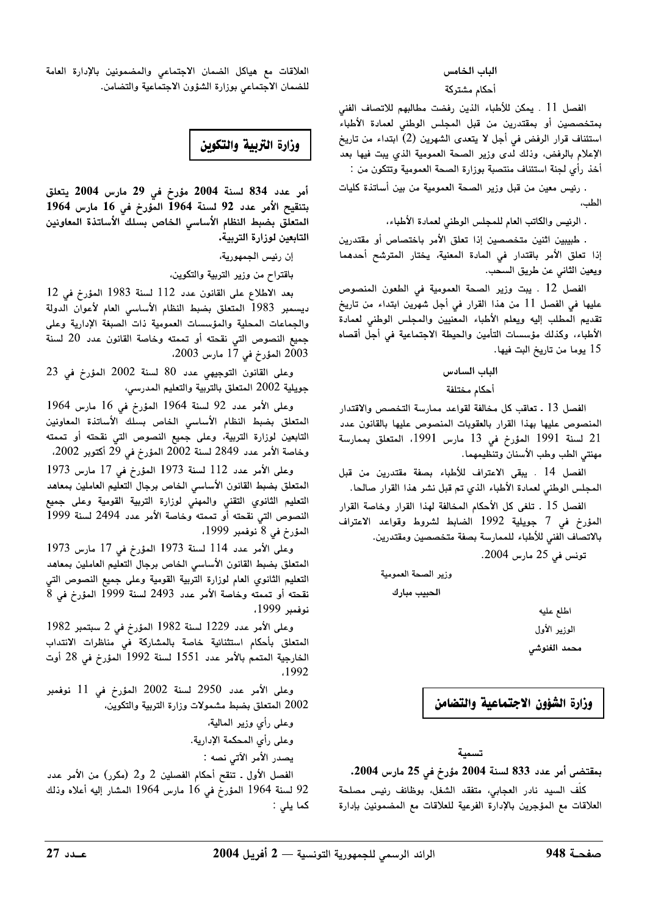## الباب الخامس

### أحكام مشتركة

الفصل 11 . يمكن للأطباء الذين رفضت مطالبهم للاتصاف الفني بمتخصصين أو بمقتدرين من قبل المجلس الوطني لعمادة الأطباء استئناف قرار الرفض في أجل لا يتعدى الشهرين (2) ابتداء من تاريخ الإعلام بالرفض، وذلك لدى وزير الصحة العمومية الذي يبت فيها بعد أخذ رأي لجنة استئناف منتصبة بوزارة الصحة العمومية وتتكون من :

. رئيس معين من قبل وزير الصحة العمومية من بين أساتذة كليات الطب،

. الرئيس والكاتب العام للمجلس الوطني لعمادة الأطباء،

. طبيبين اثنين متخصصين إذا تعلق الأمر باختصاص أو مقتدرين إذا تعلق الأمر باقتدار في المادة المعنية، يختار المترشح أحدهما ويعين الثاني عن طريق السحب.

الفصل 12 . يبت وزير الصحة العمومية في الطعون المنصوص عليها في الفصل 11 من هذا القرار في أجل شهرين ابتداء من تاريخ تقديم المطلب إليه ويعلم الأطباء المعنيين والمجلس الوطني لعمادة الأطباء، وكذلك مؤسسات التأمين والحيطة الاجتماعية في أجل أقصاه 15 يوما من تاريخ البت فيها.

## الباب السادس

### أحكام مختلفة

الفصل 13 . تعاقب كل مخالفة لقواعد ممارسة التخصص والاقتدار المنصوص عليها بهذا القرار بالعقوبات المنصوص عليها بالقانون عدد 21 لسنة 1991 المؤرخ في 13 مارس 1991، المتعلق بممارسة مهنتي الطب وطب الأسنان وتنظيمهما.

الفصل 14 . يبقى الاعتراف للأطباء بصفة مقتدرين من قبل المجلس الوطني لعمادة الأطباء الذي تم قبل نشر هذا القرار صالحا.

الفصل 15 . تلغى كل الأحكام المخالفة لهذا القرار وخاصة القرار المؤرخ في 7 جويلية 1992 الضابط لشروط وقواعد الاعتراف بالاتصاف الفني للأطباء للممارسة بصفة متخصصين ومقتدرين.

تونس في 25 مارس 2004.

وزير الصحة العمومية

**الحبيب مبارك**

اطلع عليه

الوزير الأول

**محمد الغنوشي**

# وزارة الشؤون الاجتماعية والتضامن

### تسمية

**بمقتضى أمر عدد 833 لسنة 2004 مؤرخ في 25 مارس 2004.**

كلف السيد نادر العجابي، متفقد الشغل، بوظائف رئيس مصلحة العلاقات مع المؤجرين بالإدارة الفرعية للعلاقات مع المضمونين بإدارة العلاقات مع هياكل الضمان الاجتماعي والمضمونين بالإدارة العامة للضمان الاجتماعي بوزارة الشؤون الاجتماعية والتضامن.

# وزارة التربية والتكوين

**أمر عدد 834 لسنة 2004 مؤرخ في 29 مارس 2004 يتعلق بتنقيح الأمر عدد 92 لسنة 1964 المؤرخ في 16 مارس 1964 المتعلق بضبط النظام الأساسي الخاص بسلك الأساتذة المعاونين التابعين لوزارة التربية.**

إن رئيس الجمهورية،

باقتراح من وزير التربية والتكوين،

بعد الاطلاع على القانون عدد 112 لسنة 1983 المؤرخ في 12 ديسمبر 1983 المتعلق بضبط النظام الأساسي العام لأعوان الدولة والجماعات المحلية والمؤسسات العمومية ذات الصبغة الإدارية وعلى جميع النصوص التي نقحته أو تممته وخاصة القانون عدد 20 لسنة 2003 المؤرخ في 17 مارس 2003،

وعلى القانون التوجيهي عدد 80 لسنة 2002 المؤرخ في 23 جويلية 2002 المتعلق بالتربية والتعليم المدرسي،

وعلى الأمر عدد 92 لسنة 1964 المؤرخ في 16 مارس 1964 المتعلق بضبط النظام الأساسي الخاص بسلك الأساتذة المعاونين التابعين لوزارة التربية، وعلى جميع النصوص التي نقحته أو تممته وخاصة الأمر عدد 2849 لسنة 2002 المؤرخ في 29 أكتوبر 2002،

وعلى الأمر عدد 112 لسنة 1973 المؤرخ في 17 مارس 1973 المتعلق بضبط القانون الأساسي الخاص برجال التعليم العاملين بمعاهد التعليم الثانوي التقني والمهني لوزارة التربية القومية وعلى جميع النصوص التي نقحته أو تممته وخاصة الأمر عدد 2494 لسنة 1999 المؤرخ في 8 نوفمبر 1999،

وعلى الأمر عدد 114 لسنة 1973 المؤرخ في 17 مارس 1973 المتعلق بضبط القانون الأساسي الخاص برجال التعليم العاملين بمعاهد التعليم الثانوي العام لوزارة التربية القومية وعلى جميع النصوص التي نقحته أو تممته وخاصة الأمر عدد 2493 لسنة 1999 المؤرخ في 8 نوفمبر 1999،

وعلى الأمر عدد 1229 لسنة 1982 المؤرخ في 2 سبتمبر 1982 المتعلق بأحكام استثنائية خاصة بالمشاركة في مناظرات الانتداب الخارجية المتمم بالأمر عدد 1551 لسنة 1992 المؤرخ في 28 أوت 1992،

وعلى الأمر عدد 2950 لسنة 2002 المؤرخ في 11 نوفمبر 2002 المتعلق بضبط مشمولات وزارة التربية والتكوين،

وعلى رأي وزير المالية،

وعلى رأي المحكمة الإدارية.

يصدر الأمر الآتي نصه :

الفصل الأول . تنقح أحكام الفصلين 2 و2 (مكرر) من الأمر عدد 92 لسنة 1964 المؤرخ في 16 مارس 1964 المشار إليه أعلاه وذلك كما يلي :